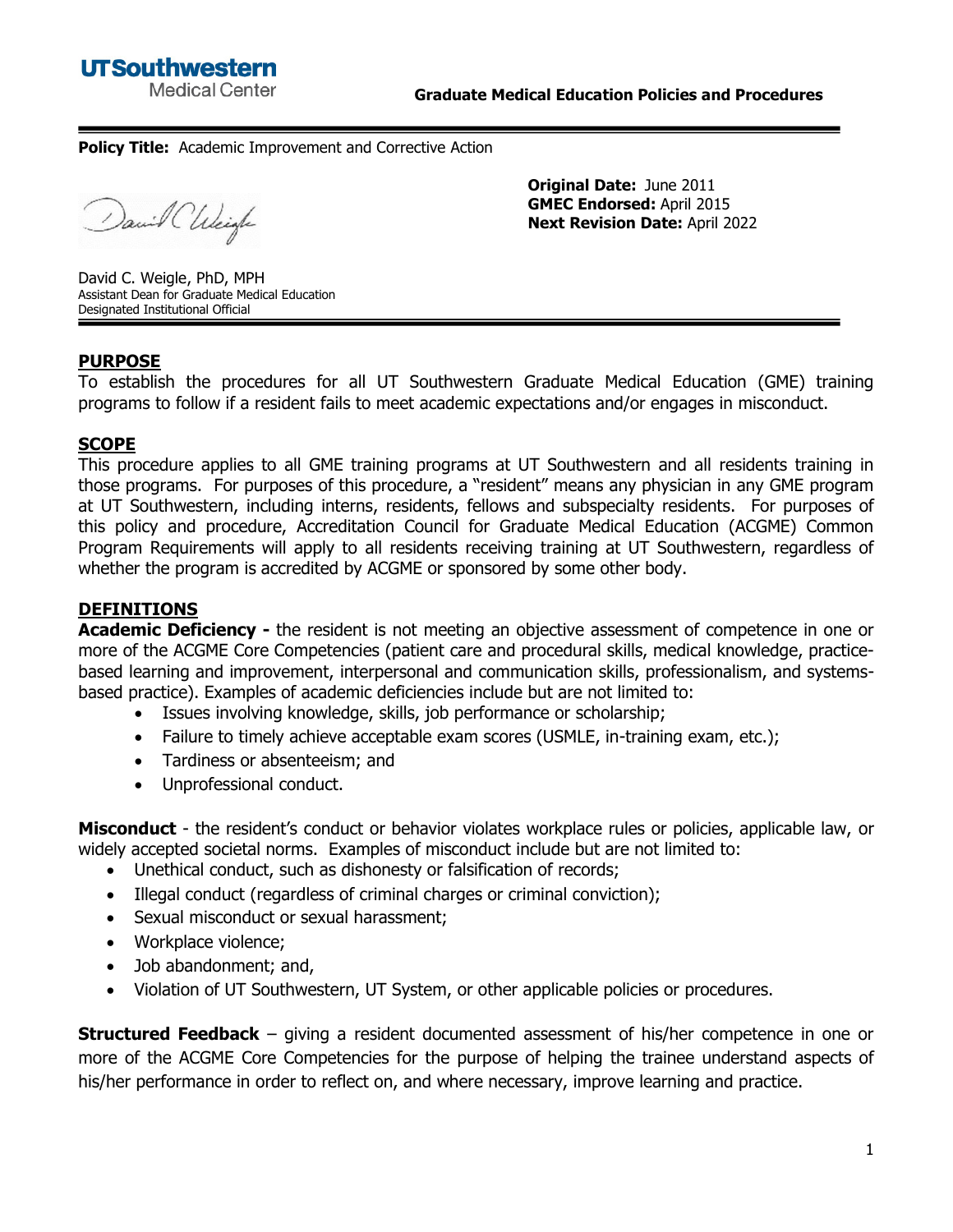**UTSouthwestern** Medical Center

**Graduate Medical Education Policies and Procedures**

---

**Policy Title:** Academic Improvement and Corrective Action

**Original Date:** June 2011
**GMEC Endorsed:** April 2015
**Next Revision Date:** April 2022

David C. Weigle, PhD, MPH
Assistant Dean for Graduate Medical Education
Designated Institutional Official

---

## PURPOSE

To establish the procedures for all UT Southwestern Graduate Medical Education (GME) training programs to follow if a resident fails to meet academic expectations and/or engages in misconduct.

## SCOPE

This procedure applies to all GME training programs at UT Southwestern and all residents training in those programs. For purposes of this procedure, a "resident" means any physician in any GME program at UT Southwestern, including interns, residents, fellows and subspecialty residents. For purposes of this policy and procedure, Accreditation Council for Graduate Medical Education (ACGME) Common Program Requirements will apply to all residents receiving training at UT Southwestern, regardless of whether the program is accredited by ACGME or sponsored by some other body.

## DEFINITIONS

**Academic Deficiency -** the resident is not meeting an objective assessment of competence in one or more of the ACGME Core Competencies (patient care and procedural skills, medical knowledge, practice-based learning and improvement, interpersonal and communication skills, professionalism, and systems-based practice). Examples of academic deficiencies include but are not limited to:

- Issues involving knowledge, skills, job performance or scholarship;
- Failure to timely achieve acceptable exam scores (USMLE, in-training exam, etc.);
- Tardiness or absenteeism; and
- Unprofessional conduct.

**Misconduct** - the resident's conduct or behavior violates workplace rules or policies, applicable law, or widely accepted societal norms. Examples of misconduct include but are not limited to:

- Unethical conduct, such as dishonesty or falsification of records;
- Illegal conduct (regardless of criminal charges or criminal conviction);
- Sexual misconduct or sexual harassment;
- Workplace violence;
- Job abandonment; and,
- Violation of UT Southwestern, UT System, or other applicable policies or procedures.

**Structured Feedback** – giving a resident documented assessment of his/her competence in one or more of the ACGME Core Competencies for the purpose of helping the trainee understand aspects of his/her performance in order to reflect on, and where necessary, improve learning and practice.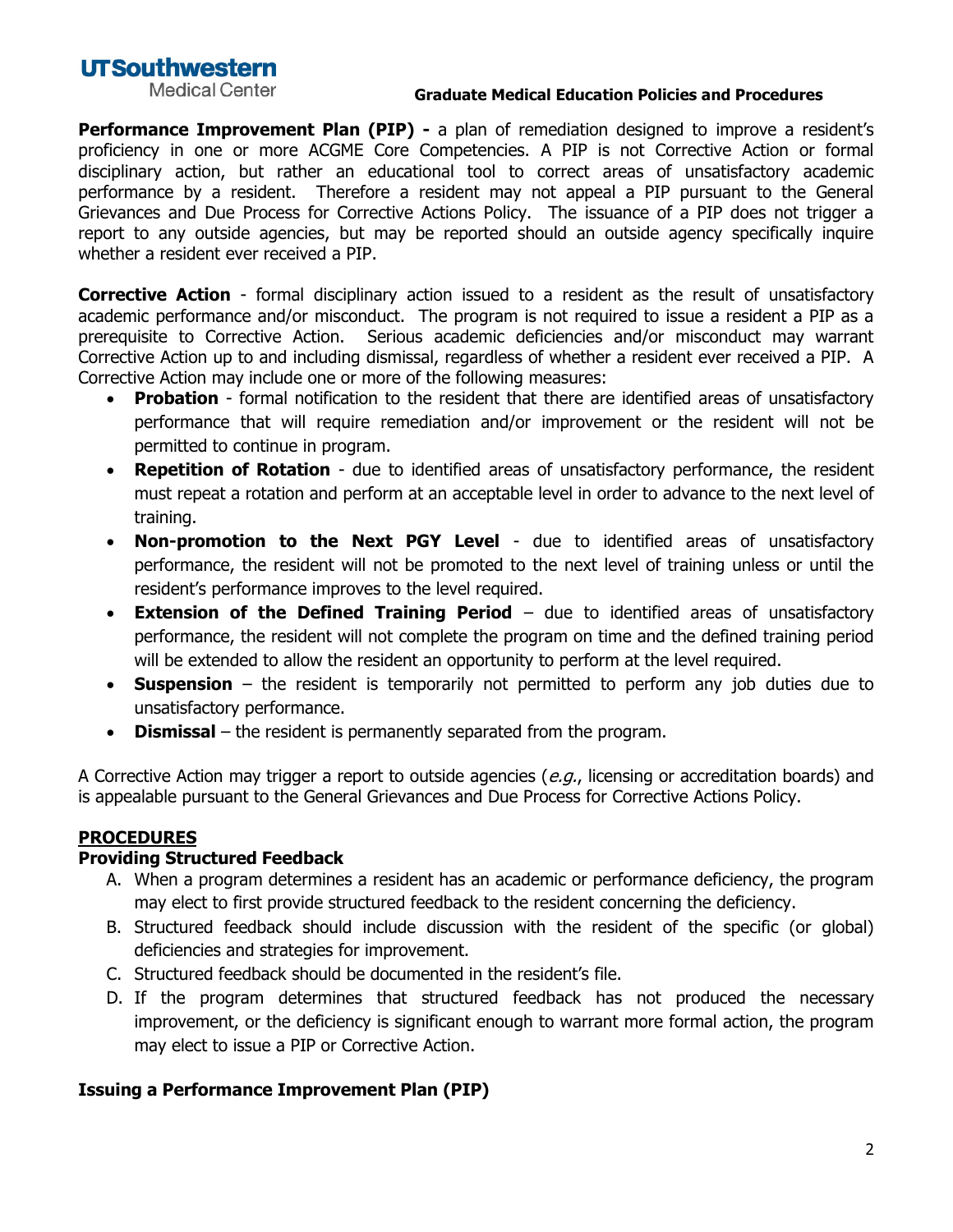**Performance Improvement Plan (PIP) -** a plan of remediation designed to improve a resident's proficiency in one or more ACGME Core Competencies. A PIP is not Corrective Action or formal disciplinary action, but rather an educational tool to correct areas of unsatisfactory academic performance by a resident. Therefore a resident may not appeal a PIP pursuant to the General Grievances and Due Process for Corrective Actions Policy. The issuance of a PIP does not trigger a report to any outside agencies, but may be reported should an outside agency specifically inquire whether a resident ever received a PIP.

**Corrective Action** - formal disciplinary action issued to a resident as the result of unsatisfactory academic performance and/or misconduct. The program is not required to issue a resident a PIP as a prerequisite to Corrective Action. Serious academic deficiencies and/or misconduct may warrant Corrective Action up to and including dismissal, regardless of whether a resident ever received a PIP. A Corrective Action may include one or more of the following measures:

- **Probation** - formal notification to the resident that there are identified areas of unsatisfactory performance that will require remediation and/or improvement or the resident will not be permitted to continue in program.
- **Repetition of Rotation** - due to identified areas of unsatisfactory performance, the resident must repeat a rotation and perform at an acceptable level in order to advance to the next level of training.
- **Non-promotion to the Next PGY Level** - due to identified areas of unsatisfactory performance, the resident will not be promoted to the next level of training unless or until the resident's performance improves to the level required.
- **Extension of the Defined Training Period** – due to identified areas of unsatisfactory performance, the resident will not complete the program on time and the defined training period will be extended to allow the resident an opportunity to perform at the level required.
- **Suspension** – the resident is temporarily not permitted to perform any job duties due to unsatisfactory performance.
- **Dismissal** – the resident is permanently separated from the program.

A Corrective Action may trigger a report to outside agencies (*e.g.*, licensing or accreditation boards) and is appealable pursuant to the General Grievances and Due Process for Corrective Actions Policy.

## PROCEDURES

### Providing Structured Feedback

A. When a program determines a resident has an academic or performance deficiency, the program may elect to first provide structured feedback to the resident concerning the deficiency.
B. Structured feedback should include discussion with the resident of the specific (or global) deficiencies and strategies for improvement.
C. Structured feedback should be documented in the resident's file.
D. If the program determines that structured feedback has not produced the necessary improvement, or the deficiency is significant enough to warrant more formal action, the program may elect to issue a PIP or Corrective Action.

### Issuing a Performance Improvement Plan (PIP)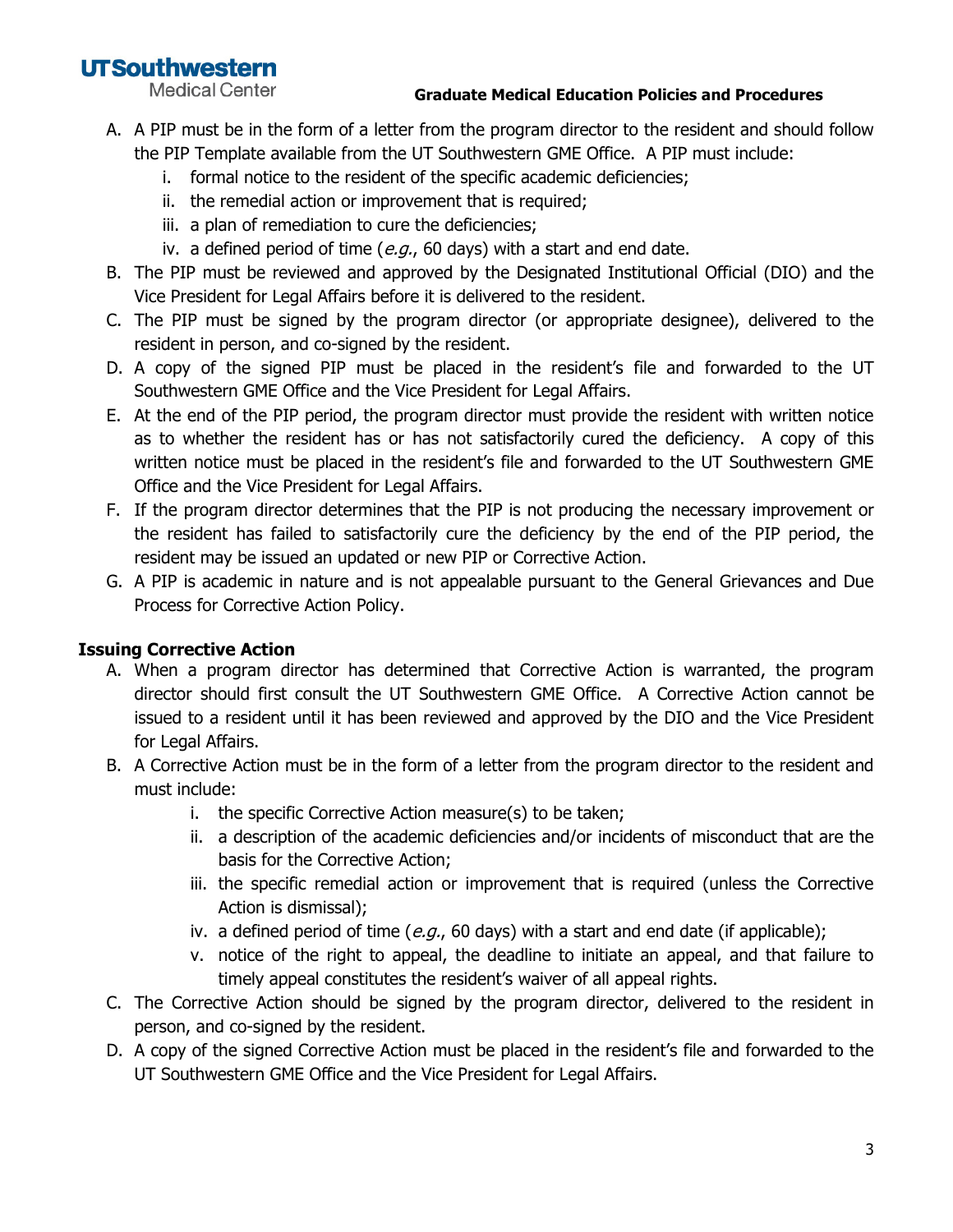A. A PIP must be in the form of a letter from the program director to the resident and should follow the PIP Template available from the UT Southwestern GME Office. A PIP must include:
    i. formal notice to the resident of the specific academic deficiencies;
    ii. the remedial action or improvement that is required;
    iii. a plan of remediation to cure the deficiencies;
    iv. a defined period of time (*e.g.*, 60 days) with a start and end date.
B. The PIP must be reviewed and approved by the Designated Institutional Official (DIO) and the Vice President for Legal Affairs before it is delivered to the resident.
C. The PIP must be signed by the program director (or appropriate designee), delivered to the resident in person, and co-signed by the resident.
D. A copy of the signed PIP must be placed in the resident's file and forwarded to the UT Southwestern GME Office and the Vice President for Legal Affairs.
E. At the end of the PIP period, the program director must provide the resident with written notice as to whether the resident has or has not satisfactorily cured the deficiency. A copy of this written notice must be placed in the resident's file and forwarded to the UT Southwestern GME Office and the Vice President for Legal Affairs.
F. If the program director determines that the PIP is not producing the necessary improvement or the resident has failed to satisfactorily cure the deficiency by the end of the PIP period, the resident may be issued an updated or new PIP or Corrective Action.
G. A PIP is academic in nature and is not appealable pursuant to the General Grievances and Due Process for Corrective Action Policy.

**Issuing Corrective Action**

A. When a program director has determined that Corrective Action is warranted, the program director should first consult the UT Southwestern GME Office. A Corrective Action cannot be issued to a resident until it has been reviewed and approved by the DIO and the Vice President for Legal Affairs.
B. A Corrective Action must be in the form of a letter from the program director to the resident and must include:
    i. the specific Corrective Action measure(s) to be taken;
    ii. a description of the academic deficiencies and/or incidents of misconduct that are the basis for the Corrective Action;
    iii. the specific remedial action or improvement that is required (unless the Corrective Action is dismissal);
    iv. a defined period of time (*e.g.*, 60 days) with a start and end date (if applicable);
    v. notice of the right to appeal, the deadline to initiate an appeal, and that failure to timely appeal constitutes the resident's waiver of all appeal rights.
C. The Corrective Action should be signed by the program director, delivered to the resident in person, and co-signed by the resident.
D. A copy of the signed Corrective Action must be placed in the resident's file and forwarded to the UT Southwestern GME Office and the Vice President for Legal Affairs.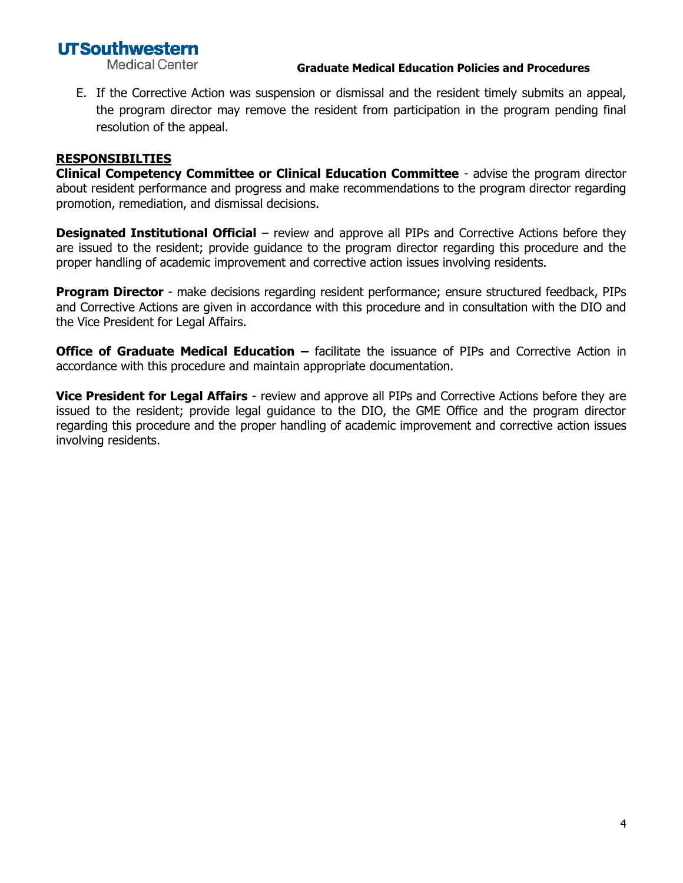E. If the Corrective Action was suspension or dismissal and the resident timely submits an appeal, the program director may remove the resident from participation in the program pending final resolution of the appeal.

## RESPONSIBILTIES

**Clinical Competency Committee or Clinical Education Committee** - advise the program director about resident performance and progress and make recommendations to the program director regarding promotion, remediation, and dismissal decisions.

**Designated Institutional Official** – review and approve all PIPs and Corrective Actions before they are issued to the resident; provide guidance to the program director regarding this procedure and the proper handling of academic improvement and corrective action issues involving residents.

**Program Director** - make decisions regarding resident performance; ensure structured feedback, PIPs and Corrective Actions are given in accordance with this procedure and in consultation with the DIO and the Vice President for Legal Affairs.

**Office of Graduate Medical Education –** facilitate the issuance of PIPs and Corrective Action in accordance with this procedure and maintain appropriate documentation.

**Vice President for Legal Affairs** - review and approve all PIPs and Corrective Actions before they are issued to the resident; provide legal guidance to the DIO, the GME Office and the program director regarding this procedure and the proper handling of academic improvement and corrective action issues involving residents.